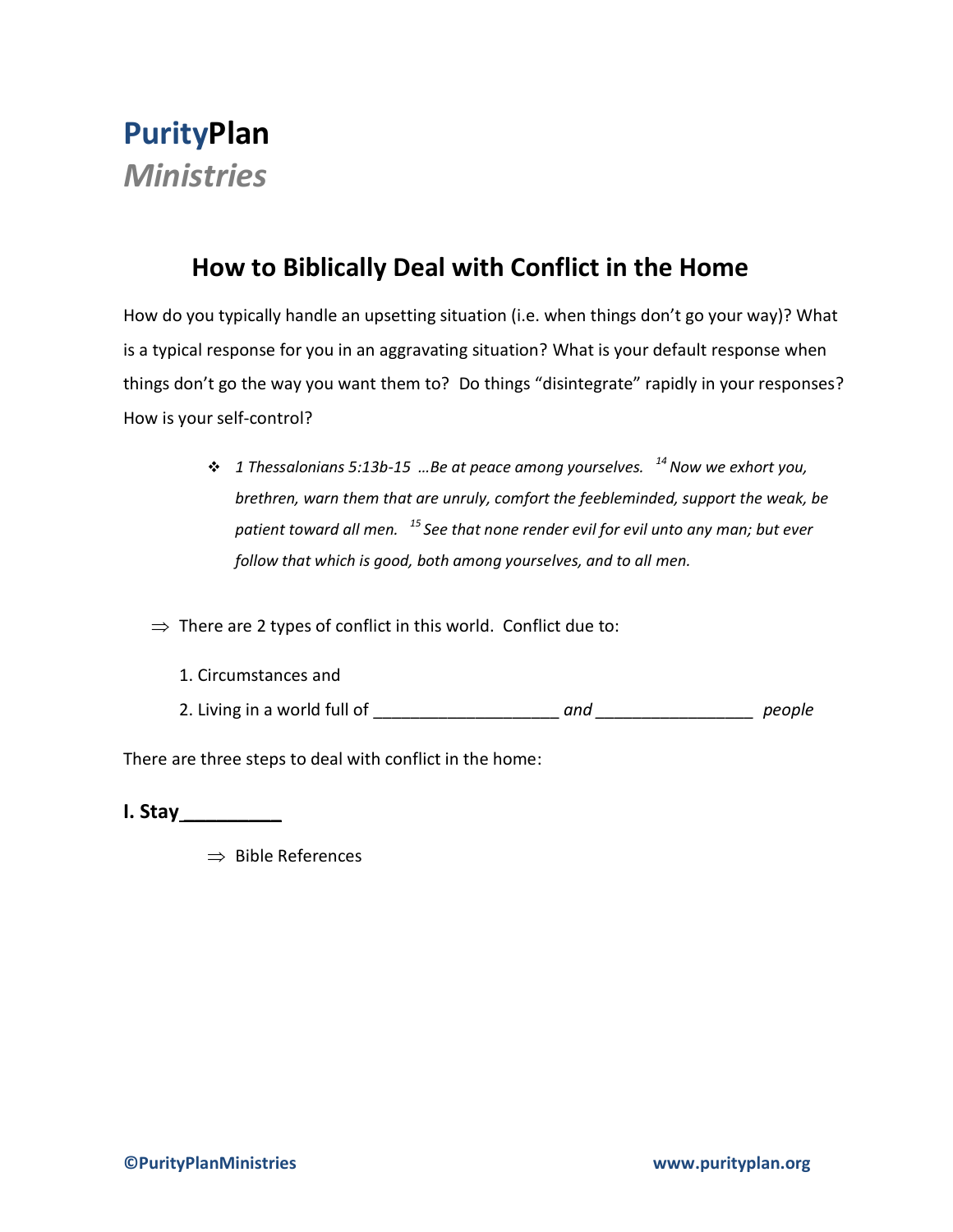**Purity**Plan
*Ministries*

## How to Biblically Deal with Conflict in the Home

How do you typically handle an upsetting situation (i.e. when things don't go your way)? What is a typical response for you in an aggravating situation? What is your default response when things don't go the way you want them to? Do things "disintegrate" rapidly in your responses? How is your self-control?

- *1 Thessalonians 5:13b-15 …Be at peace among yourselves. [14] Now we exhort you, brethren, warn them that are unruly, comfort the feebleminded, support the weak, be patient toward all men. [15] See that none render evil for evil unto any man; but ever follow that which is good, both among yourselves, and to all men.*

⇒ There are 2 types of conflict in this world. Conflict due to:

1. Circumstances and
2. Living in a world full of ___________________ *and* ________________ *people*

There are three steps to deal with conflict in the home:

**I. Stay__________**

⇒ Bible References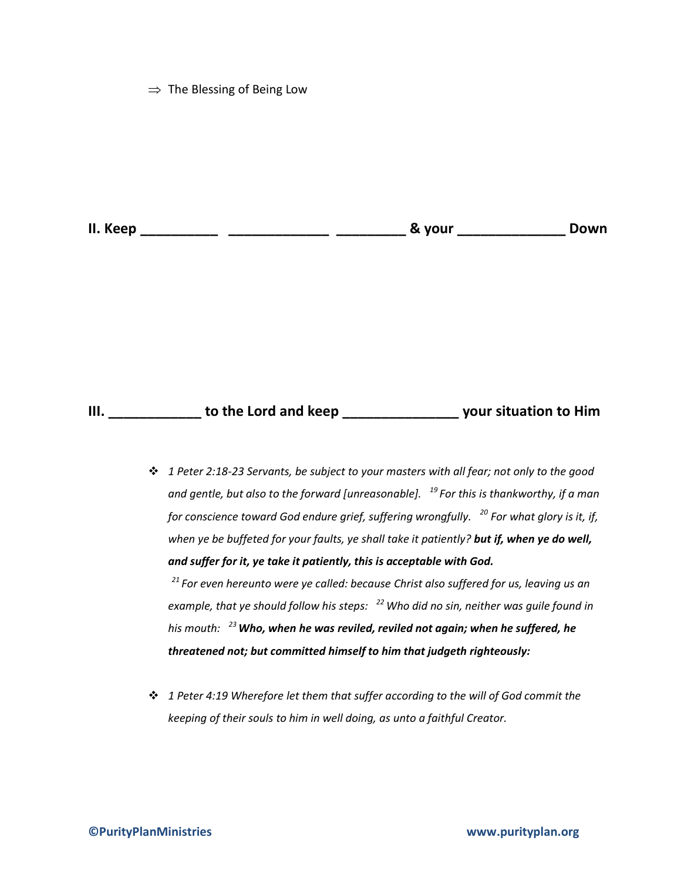⇒ The Blessing of Being Low

**II. Keep __________ _____________ _________ & your ______________ Down**

**III. ____________ to the Lord and keep _______________ your situation to Him**

- *1 Peter 2:18-23 Servants, be subject to your masters with all fear; not only to the good and gentle, but also to the forward [unreasonable].* [19] *For this is thankworthy, if a man for conscience toward God endure grief, suffering wrongfully.* [20] *For what glory is it, if, when ye be buffeted for your faults, ye shall take it patiently?* ***but if, when ye do well, and suffer for it, ye take it patiently, this is acceptable with God.*** [21] *For even hereunto were ye called: because Christ also suffered for us, leaving us an example, that ye should follow his steps:* [22] *Who did no sin, neither was guile found in his mouth:* [23] ***Who, when he was reviled, reviled not again; when he suffered, he threatened not; but committed himself to him that judgeth righteously:***

- *1 Peter 4:19 Wherefore let them that suffer according to the will of God commit the keeping of their souls to him in well doing, as unto a faithful Creator.*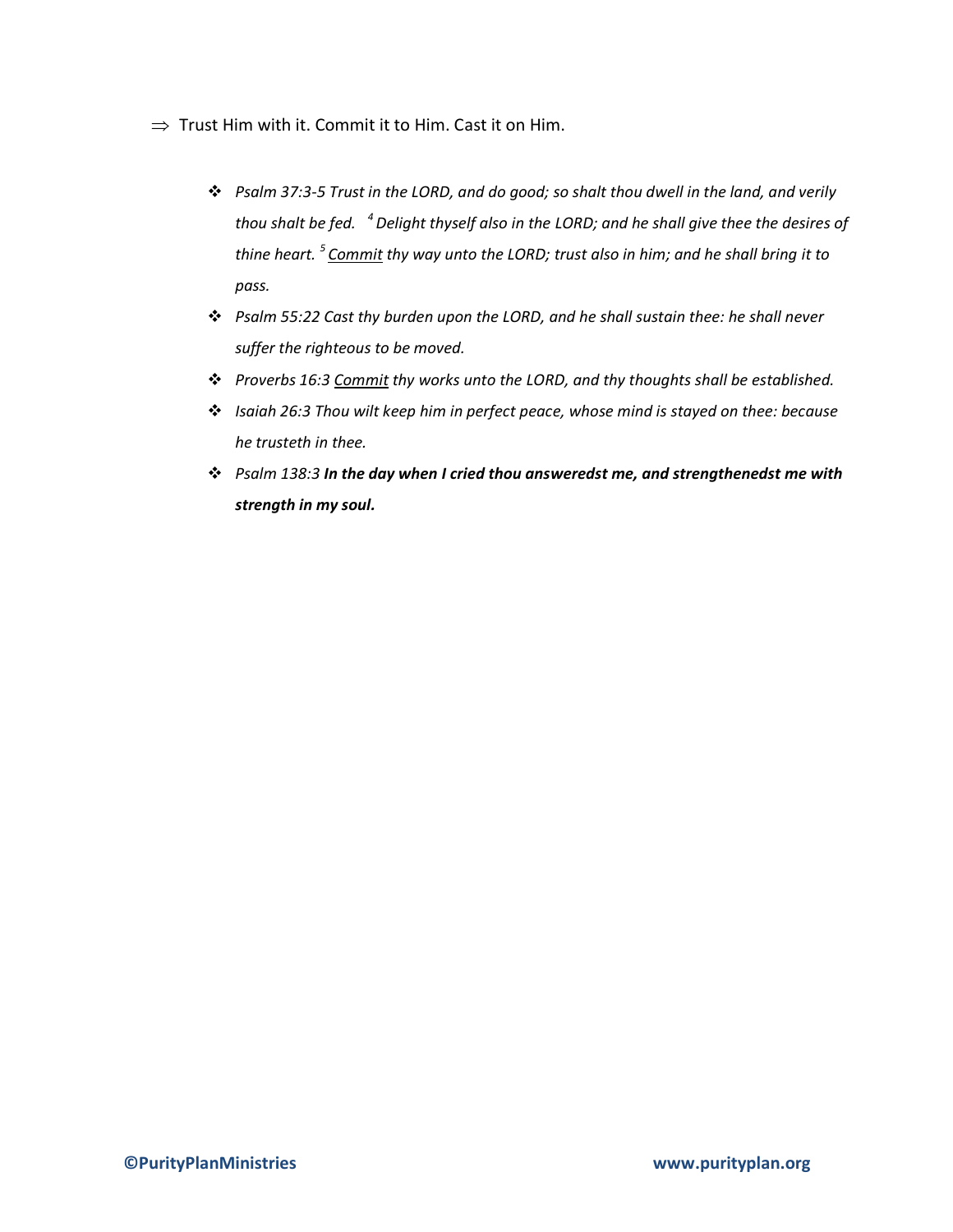⇒ Trust Him with it. Commit it to Him. Cast it on Him.

- *Psalm 37:3-5 Trust in the LORD, and do good; so shalt thou dwell in the land, and verily thou shalt be fed. [4] Delight thyself also in the LORD; and he shall give thee the desires of thine heart. [5] <u>Commit</u> thy way unto the LORD; trust also in him; and he shall bring it to pass.*
- *Psalm 55:22 Cast thy burden upon the LORD, and he shall sustain thee: he shall never suffer the righteous to be moved.*
- *Proverbs 16:3 <u>Commit</u> thy works unto the LORD, and thy thoughts shall be established.*
- *Isaiah 26:3 Thou wilt keep him in perfect peace, whose mind is stayed on thee: because he trusteth in thee.*
- *Psalm 138:3* ***In the day when I cried thou answeredst me, and strengthenedst me with strength in my soul.***